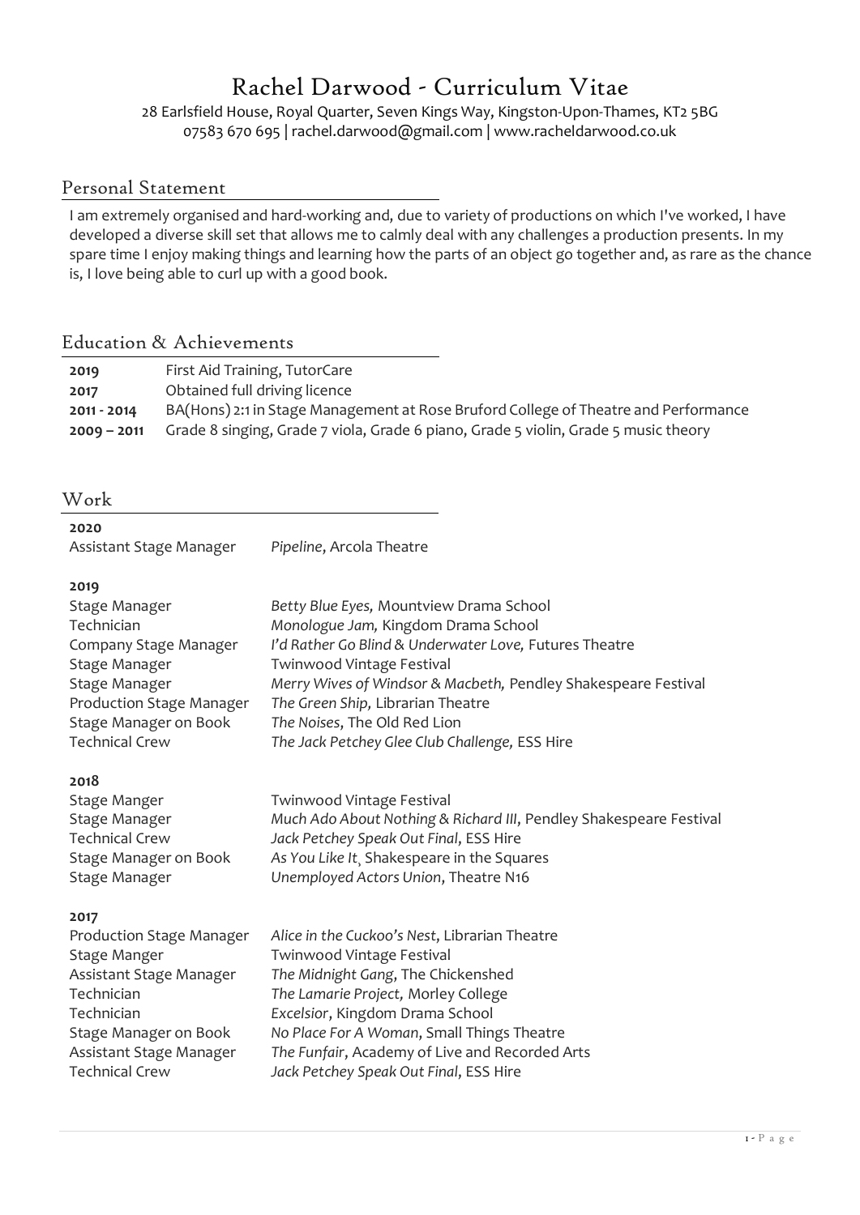# Rachel Darwood - Curriculum Vitae

28 Earlsfield House, Royal Quarter, Seven Kings Way, Kingston-Upon-Thames, KT2 5BG
07583 670 695 | rachel.darwood@gmail.com | www.racheldarwood.co.uk

## Personal Statement

I am extremely organised and hard-working and, due to variety of productions on which I've worked, I have developed a diverse skill set that allows me to calmly deal with any challenges a production presents. In my spare time I enjoy making things and learning how the parts of an object go together and, as rare as the chance is, I love being able to curl up with a good book.

## Education & Achievements

| | |
|---|---|
| **2019** | First Aid Training, TutorCare |
| **2017** | Obtained full driving licence |
| **2011 - 2014** | BA(Hons) 2:1 in Stage Management at Rose Bruford College of Theatre and Performance |
| **2009 – 2011** | Grade 8 singing, Grade 7 viola, Grade 6 piano, Grade 5 violin, Grade 5 music theory |

## Work

**2020**

| | |
|---|---|
| Assistant Stage Manager | *Pipeline*, Arcola Theatre |

**2019**

| | |
|---|---|
| Stage Manager | *Betty Blue Eyes,* Mountview Drama School |
| Technician | *Monologue Jam,* Kingdom Drama School |
| Company Stage Manager | *I'd Rather Go Blind & Underwater Love,* Futures Theatre |
| Stage Manager | Twinwood Vintage Festival |
| Stage Manager | *Merry Wives of Windsor & Macbeth,* Pendley Shakespeare Festival |
| Production Stage Manager | *The Green Ship,* Librarian Theatre |
| Stage Manager on Book | *The Noises*, The Old Red Lion |
| Technical Crew | *The Jack Petchey Glee Club Challenge,* ESS Hire |

**2018**

| | |
|---|---|
| Stage Manger | Twinwood Vintage Festival |
| Stage Manager | *Much Ado About Nothing & Richard III*, Pendley Shakespeare Festival |
| Technical Crew | *Jack Petchey Speak Out Final*, ESS Hire |
| Stage Manager on Book | *As You Like It*, Shakespeare in the Squares |
| Stage Manager | *Unemployed Actors Union*, Theatre N16 |

**2017**

| | |
|---|---|
| Production Stage Manager | *Alice in the Cuckoo's Nest*, Librarian Theatre |
| Stage Manger | Twinwood Vintage Festival |
| Assistant Stage Manager | *The Midnight Gang*, The Chickenshed |
| Technician | *The Lamarie Project,* Morley College |
| Technician | *Excelsior*, Kingdom Drama School |
| Stage Manager on Book | *No Place For A Woman*, Small Things Theatre |
| Assistant Stage Manager | *The Funfair*, Academy of Live and Recorded Arts |
| Technical Crew | *Jack Petchey Speak Out Final*, ESS Hire |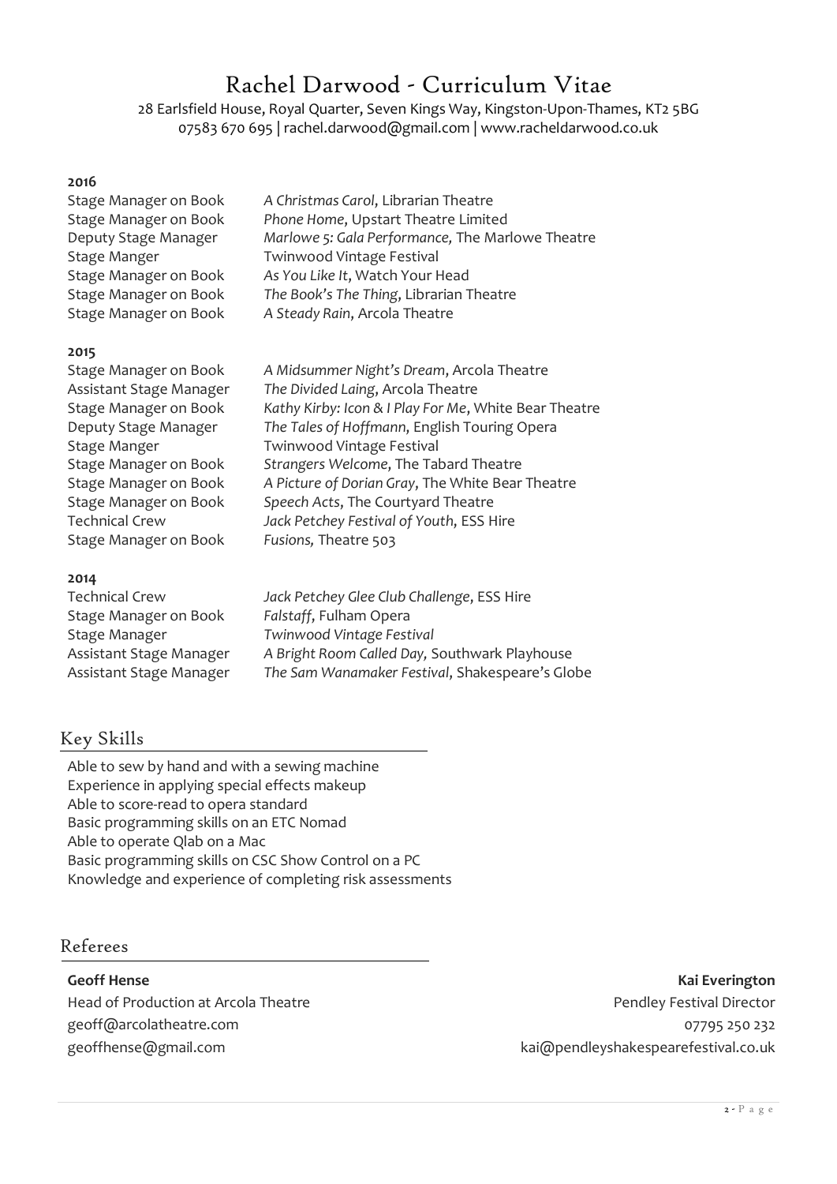# Rachel Darwood - Curriculum Vitae

28 Earlsfield House, Royal Quarter, Seven Kings Way, Kingston-Upon-Thames, KT2 5BG
07583 670 695 | rachel.darwood@gmail.com | www.racheldarwood.co.uk

**2016**

| | |
|---|---|
| Stage Manager on Book | *A Christmas Carol*, Librarian Theatre |
| Stage Manager on Book | *Phone Home*, Upstart Theatre Limited |
| Deputy Stage Manager | *Marlowe 5: Gala Performance,* The Marlowe Theatre |
| Stage Manger | Twinwood Vintage Festival |
| Stage Manager on Book | *As You Like It*, Watch Your Head |
| Stage Manager on Book | *The Book's The Thing*, Librarian Theatre |
| Stage Manager on Book | *A Steady Rain*, Arcola Theatre |

**2015**

| | |
|---|---|
| Stage Manager on Book | *A Midsummer Night's Dream*, Arcola Theatre |
| Assistant Stage Manager | *The Divided Laing*, Arcola Theatre |
| Stage Manager on Book | *Kathy Kirby: Icon & I Play For Me*, White Bear Theatre |
| Deputy Stage Manager | *The Tales of Hoffmann*, English Touring Opera |
| Stage Manger | Twinwood Vintage Festival |
| Stage Manager on Book | *Strangers Welcome*, The Tabard Theatre |
| Stage Manager on Book | *A Picture of Dorian Gray*, The White Bear Theatre |
| Stage Manager on Book | *Speech Acts*, The Courtyard Theatre |
| Technical Crew | *Jack Petchey Festival of Youth*, ESS Hire |
| Stage Manager on Book | *Fusions,* Theatre 503 |

**2014**

| | |
|---|---|
| Technical Crew | *Jack Petchey Glee Club Challenge*, ESS Hire |
| Stage Manager on Book | *Falstaff*, Fulham Opera |
| Stage Manager | *Twinwood Vintage Festival* |
| Assistant Stage Manager | *A Bright Room Called Day,* Southwark Playhouse |
| Assistant Stage Manager | *The Sam Wanamaker Festival*, Shakespeare's Globe |

## Key Skills

Able to sew by hand and with a sewing machine
Experience in applying special effects makeup
Able to score-read to opera standard
Basic programming skills on an ETC Nomad
Able to operate Qlab on a Mac
Basic programming skills on CSC Show Control on a PC
Knowledge and experience of completing risk assessments

## Referees

**Geoff Hense**
Head of Production at Arcola Theatre
geoff@arcolatheatre.com
geoffhense@gmail.com

**Kai Everington**
Pendley Festival Director
07795 250 232
kai@pendleyshakespearefestival.co.uk